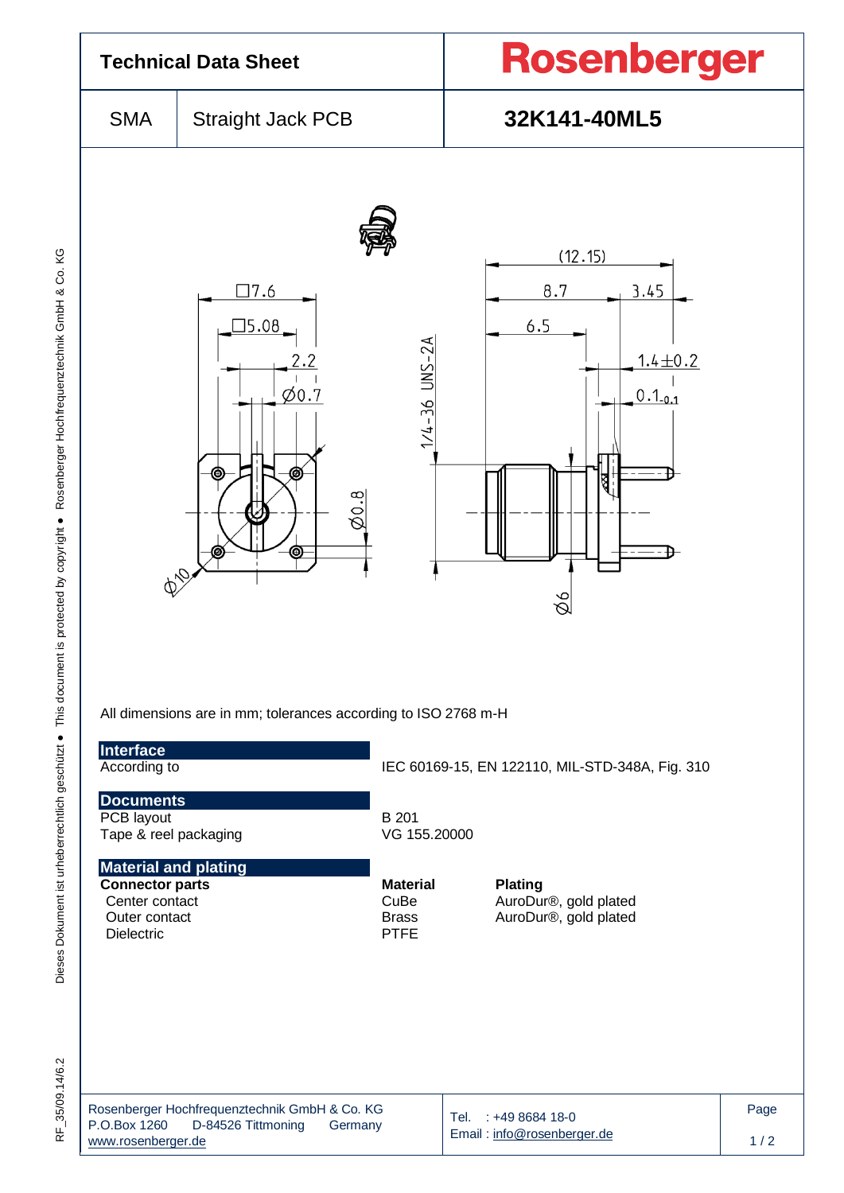# Technical Data Sheet

**Rosenberger**

| SMA | Straight Jack PCB | **32K141-40ML5** |
|---|---|---|

All dimensions are in mm; tolerances according to ISO 2768 m-H

## Interface

| | |
|---|---|
| According to | IEC 60169-15, EN 122110, MIL-STD-348A, Fig. 310 |

## Documents

| | |
|---|---|
| PCB layout | B 201 |
| Tape & reel packaging | VG 155.20000 |

## Material and plating

| **Connector parts** | **Material** | **Plating** |
|---|---|---|
| Center contact | CuBe | AuroDur®, gold plated |
| Outer contact | Brass | AuroDur®, gold plated |
| Dielectric | PTFE | |

Rosenberger Hochfrequenztechnik GmbH & Co. KG
P.O.Box 1260 D-84526 Tittmoning Germany
www.rosenberger.de

Tel. : +49 8684 18-0
Email : info@rosenberger.de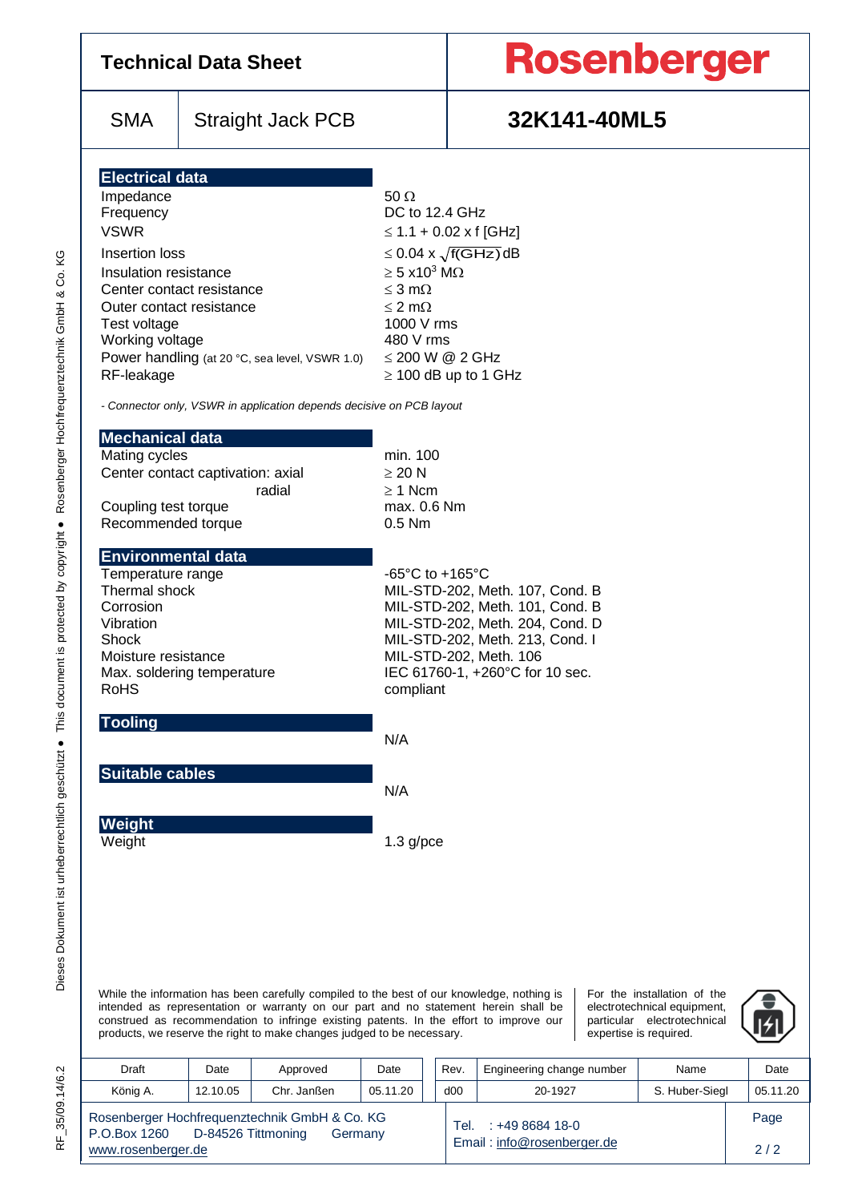# Technical Data Sheet

**Rosenberger**

| SMA | Straight Jack PCB | 32K141-40ML5 |
|---|---|---|

## Electrical data

| | |
|---|---|
| Impedance | 50 Ω |
| Frequency | DC to 12.4 GHz |
| VSWR | ≤ 1.1 + 0.02 x f [GHz] |
| Insertion loss | ≤ 0.04 x $\sqrt{f(GHz)}$ dB |
| Insulation resistance | ≥ 5 x10$^3$ MΩ |
| Center contact resistance | ≤ 3 mΩ |
| Outer contact resistance | ≤ 2 mΩ |
| Test voltage | 1000 V rms |
| Working voltage | 480 V rms |
| Power handling (at 20 °C, sea level, VSWR 1.0) | ≤ 200 W @ 2 GHz |
| RF-leakage | ≥ 100 dB up to 1 GHz |

*- Connector only, VSWR in application depends decisive on PCB layout*

## Mechanical data

| | |
|---|---|
| Mating cycles | min. 100 |
| Center contact captivation: axial | ≥ 20 N |
| radial | ≥ 1 Ncm |
| Coupling test torque | max. 0.6 Nm |
| Recommended torque | 0.5 Nm |

## Environmental data

| | |
|---|---|
| Temperature range | -65°C to +165°C |
| Thermal shock | MIL-STD-202, Meth. 107, Cond. B |
| Corrosion | MIL-STD-202, Meth. 101, Cond. B |
| Vibration | MIL-STD-202, Meth. 204, Cond. D |
| Shock | MIL-STD-202, Meth. 213, Cond. I |
| Moisture resistance | MIL-STD-202, Meth. 106 |
| Max. soldering temperature | IEC 61760-1, +260°C for 10 sec. |
| RoHS | compliant |

## Tooling

N/A

## Suitable cables

N/A

## Weight

| | |
|---|---|
| Weight | 1.3 g/pce |

While the information has been carefully compiled to the best of our knowledge, nothing is intended as representation or warranty on our part and no statement herein shall be construed as recommendation to infringe existing patents. In the effort to improve our products, we reserve the right to make changes judged to be necessary.

For the installation of the electrotechnical equipment, particular electrotechnical expertise is required.

| Draft | Date | Approved | Date | Rev. | Engineering change number | Name | Date |
|---|---|---|---|---|---|---|---|
| König A. | 12.10.05 | Chr. Janßen | 05.11.20 | d00 | 20-1927 | S. Huber-Siegl | 05.11.20 |

Rosenberger Hochfrequenztechnik GmbH & Co. KG
P.O.Box 1260 D-84526 Tittmoning Germany
www.rosenberger.de

Tel. : +49 8684 18-0
Email : info@rosenberger.de

Dieses Dokument ist urheberrechtlich geschützt ● This document is protected by copyright ● Rosenberger Hochfrequenztechnik GmbH & Co. KG

RF_35/09.14/6.2